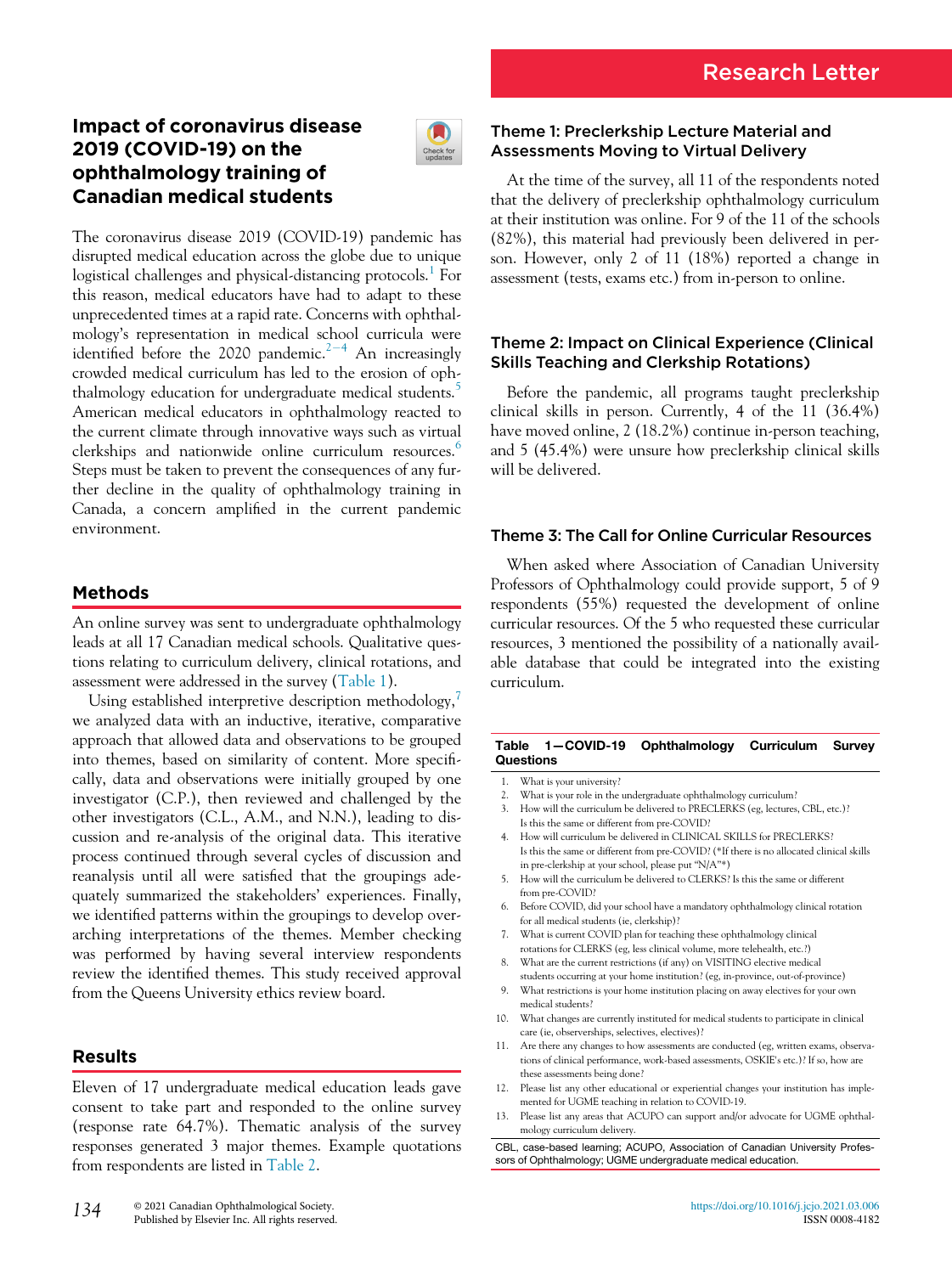Research Letter

# Impact of coronavirus disease 2019 (COVID-19) on the ophthalmology training of Canadian medical students

The coronavirus disease 2019 (COVID-19) pandemic has disrupted medical education across the globe due to unique logistical challenges and physical-distancing protocols.[1] For this reason, medical educators have had to adapt to these unprecedented times at a rapid rate. Concerns with ophthalmology's representation in medical school curricula were identified before the 2020 pandemic.[2−4] An increasingly crowded medical curriculum has led to the erosion of ophthalmology education for undergraduate medical students.[5] American medical educators in ophthalmology reacted to the current climate through innovative ways such as virtual clerkships and nationwide online curriculum resources.[6] Steps must be taken to prevent the consequences of any further decline in the quality of ophthalmology training in Canada, a concern amplified in the current pandemic environment.

## Methods

An online survey was sent to undergraduate ophthalmology leads at all 17 Canadian medical schools. Qualitative questions relating to curriculum delivery, clinical rotations, and assessment were addressed in the survey (Table 1).

Using established interpretive description methodology,[7] we analyzed data with an inductive, iterative, comparative approach that allowed data and observations to be grouped into themes, based on similarity of content. More specifically, data and observations were initially grouped by one investigator (C.P.), then reviewed and challenged by the other investigators (C.L., A.M., and N.N.), leading to discussion and re-analysis of the original data. This iterative process continued through several cycles of discussion and reanalysis until all were satisfied that the groupings adequately summarized the stakeholders' experiences. Finally, we identified patterns within the groupings to develop overarching interpretations of the themes. Member checking was performed by having several interview respondents review the identified themes. This study received approval from the Queens University ethics review board.

## Results

Eleven of 17 undergraduate medical education leads gave consent to take part and responded to the online survey (response rate 64.7%). Thematic analysis of the survey responses generated 3 major themes. Example quotations from respondents are listed in Table 2.

### Theme 1: Preclerkship Lecture Material and Assessments Moving to Virtual Delivery

At the time of the survey, all 11 of the respondents noted that the delivery of preclerkship ophthalmology curriculum at their institution was online. For 9 of the 11 of the schools (82%), this material had previously been delivered in person. However, only 2 of 11 (18%) reported a change in assessment (tests, exams etc.) from in-person to online.

### Theme 2: Impact on Clinical Experience (Clinical Skills Teaching and Clerkship Rotations)

Before the pandemic, all programs taught preclerkship clinical skills in person. Currently, 4 of the 11 (36.4%) have moved online, 2 (18.2%) continue in-person teaching, and 5 (45.4%) were unsure how preclerkship clinical skills will be delivered.

### Theme 3: The Call for Online Curricular Resources

When asked where Association of Canadian University Professors of Ophthalmology could provide support, 5 of 9 respondents (55%) requested the development of online curricular resources. Of the 5 who requested these curricular resources, 3 mentioned the possibility of a nationally available database that could be integrated into the existing curriculum.

**Table 1—COVID-19 Ophthalmology Curriculum Survey Questions**

1. What is your university?
2. What is your role in the undergraduate ophthalmology curriculum?
3. How will the curriculum be delivered to PRECLERKS (eg, lectures, CBL, etc.)? Is this the same or different from pre-COVID?
4. How will curriculum be delivered in CLINICAL SKILLS for PRECLERKS? Is this the same or different from pre-COVID? (*If there is no allocated clinical skills in pre-clerkship at your school, please put "N/A"*)
5. How will the curriculum be delivered to CLERKS? Is this the same or different from pre-COVID?
6. Before COVID, did your school have a mandatory ophthalmology clinical rotation for all medical students (ie, clerkship)?
7. What is current COVID plan for teaching these ophthalmology clinical rotations for CLERKS (eg, less clinical volume, more telehealth, etc.?)
8. What are the current restrictions (if any) on VISITING elective medical students occurring at your home institution? (eg, in-province, out-of-province)
9. What restrictions is your home institution placing on away electives for your own medical students?
10. What changes are currently instituted for medical students to participate in clinical care (ie, observerships, selectives, electives)?
11. Are there any changes to how assessments are conducted (eg, written exams, observations of clinical performance, work-based assessments, OSKIE's etc.)? If so, how are these assessments being done?
12. Please list any other educational or experiential changes your institution has implemented for UGME teaching in relation to COVID-19.
13. Please list any areas that ACUPO can support and/or advocate for UGME ophthalmology curriculum delivery.

CBL, case-based learning; ACUPO, Association of Canadian University Professors of Ophthalmology; UGME undergraduate medical education.

© 2021 Canadian Ophthalmological Society. Published by Elsevier Inc. All rights reserved.

https://doi.org/10.1016/j.jcjo.2021.03.006
ISSN 0008-4182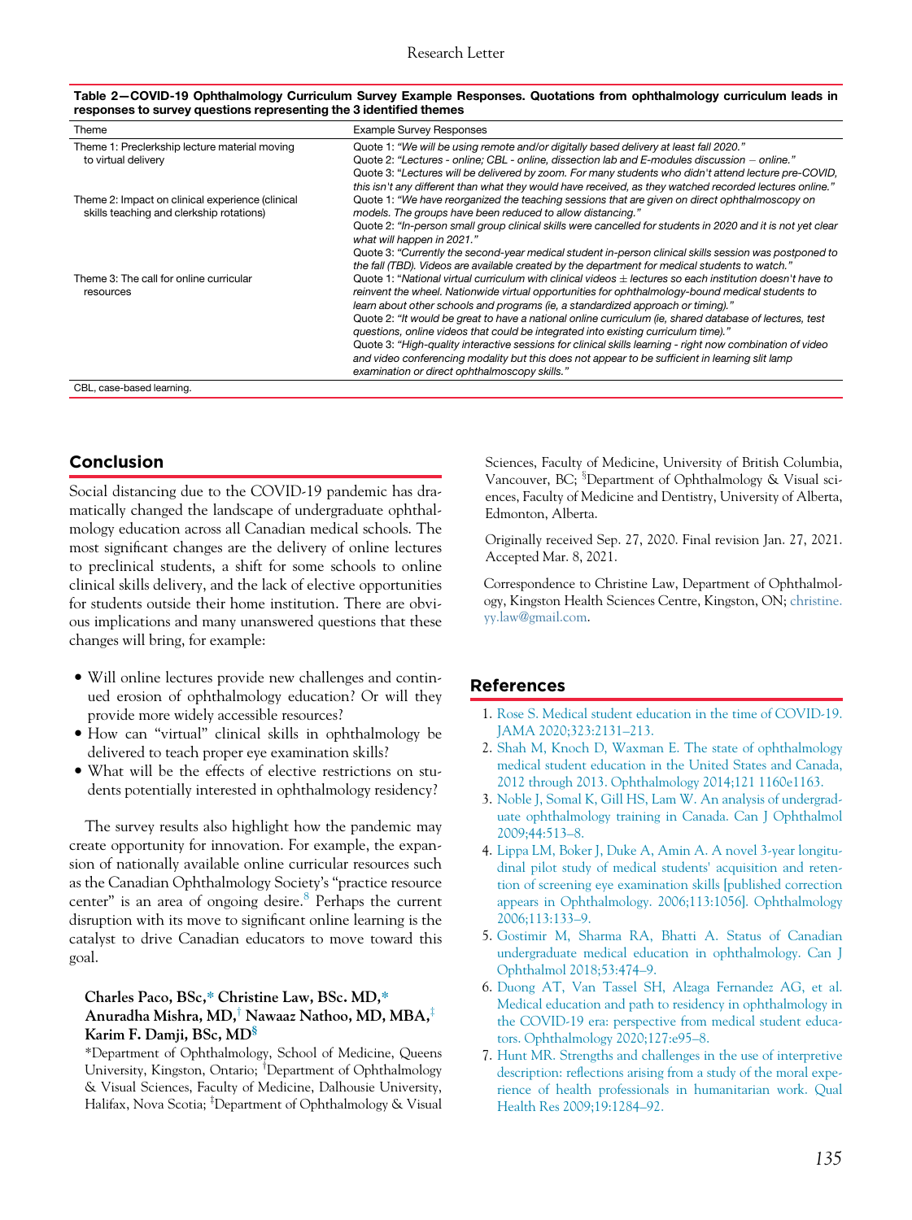**Table 2—COVID-19 Ophthalmology Curriculum Survey Example Responses. Quotations from ophthalmology curriculum leads in responses to survey questions representing the 3 identified themes**

| Theme | Example Survey Responses |
| --- | --- |
| Theme 1: Preclerkship lecture material moving to virtual delivery | Quote 1: *"We will be using remote and/or digitally based delivery at least fall 2020."*<br>Quote 2: *"Lectures - online; CBL - online, dissection lab and E-modules discussion – online."*<br>Quote 3: *"Lectures will be delivered by zoom. For many students who didn't attend lecture pre-COVID, this isn't any different than what they would have received, as they watched recorded lectures online."* |
| Theme 2: Impact on clinical experience (clinical skills teaching and clerkship rotations) | Quote 1: *"We have reorganized the teaching sessions that are given on direct ophthalmoscopy on models. The groups have been reduced to allow distancing."*<br>Quote 2: *"In-person small group clinical skills were cancelled for students in 2020 and it is not yet clear what will happen in 2021."*<br>Quote 3: *"Currently the second-year medical student in-person clinical skills session was postponed to the fall (TBD). Videos are available created by the department for medical students to watch."* |
| Theme 3: The call for online curricular resources | Quote 1: *"National virtual curriculum with clinical videos ± lectures so each institution doesn't have to reinvent the wheel. Nationwide virtual opportunities for ophthalmology-bound medical students to learn about other schools and programs (ie, a standardized approach or timing)."*<br>Quote 2: *"It would be great to have a national online curriculum (ie, shared database of lectures, test questions, online videos that could be integrated into existing curriculum time)."*<br>Quote 3: *"High-quality interactive sessions for clinical skills learning - right now combination of video and video conferencing modality but this does not appear to be sufficient in learning slit lamp examination or direct ophthalmoscopy skills."* |

CBL, case-based learning.

## Conclusion

Social distancing due to the COVID-19 pandemic has dramatically changed the landscape of undergraduate ophthalmology education across all Canadian medical schools. The most significant changes are the delivery of online lectures to preclinical students, a shift for some schools to online clinical skills delivery, and the lack of elective opportunities for students outside their home institution. There are obvious implications and many unanswered questions that these changes will bring, for example:

- Will online lectures provide new challenges and continued erosion of ophthalmology education? Or will they provide more widely accessible resources?
- How can "virtual" clinical skills in ophthalmology be delivered to teach proper eye examination skills?
- What will be the effects of elective restrictions on students potentially interested in ophthalmology residency?

The survey results also highlight how the pandemic may create opportunity for innovation. For example, the expansion of nationally available online curricular resources such as the Canadian Ophthalmology Society's "practice resource center" is an area of ongoing desire.[8] Perhaps the current disruption with its move to significant online learning is the catalyst to drive Canadian educators to move toward this goal.

**Charles Paco, BSc,[*] Christine Law, BSc. MD,[*] Anuradha Mishra, MD,[†] Nawaaz Nathoo, MD, MBA,[‡] Karim F. Damji, BSc, MD[§]**

[*]Department of Ophthalmology, School of Medicine, Queens University, Kingston, Ontario; [†]Department of Ophthalmology & Visual Sciences, Faculty of Medicine, Dalhousie University, Halifax, Nova Scotia; [‡]Department of Ophthalmology & Visual Sciences, Faculty of Medicine, University of British Columbia, Vancouver, BC; [§]Department of Ophthalmology & Visual sciences, Faculty of Medicine and Dentistry, University of Alberta, Edmonton, Alberta.

Originally received Sep. 27, 2020. Final revision Jan. 27, 2021. Accepted Mar. 8, 2021.

Correspondence to Christine Law, Department of Ophthalmology, Kingston Health Sciences Centre, Kingston, ON; christine.yy.law@gmail.com.

## References

1. Rose S. Medical student education in the time of COVID-19. JAMA 2020;323:2131–213.
2. Shah M, Knoch D, Waxman E. The state of ophthalmology medical student education in the United States and Canada, 2012 through 2013. Ophthalmology 2014;121 1160e1163.
3. Noble J, Somal K, Gill HS, Lam W. An analysis of undergraduate ophthalmology training in Canada. Can J Ophthalmol 2009;44:513–8.
4. Lippa LM, Boker J, Duke A, Amin A. A novel 3-year longitudinal pilot study of medical students' acquisition and retention of screening eye examination skills [published correction appears in Ophthalmology. 2006;113:1056]. Ophthalmology 2006;113:133–9.
5. Gostimir M, Sharma RA, Bhatti A. Status of Canadian undergraduate medical education in ophthalmology. Can J Ophthalmol 2018;53:474–9.
6. Duong AT, Van Tassel SH, Alzaga Fernandez AG, et al. Medical education and path to residency in ophthalmology in the COVID-19 era: perspective from medical student educators. Ophthalmology 2020;127:e95–8.
7. Hunt MR. Strengths and challenges in the use of interpretive description: reflections arising from a study of the moral experience of health professionals in humanitarian work. Qual Health Res 2009;19:1284–92.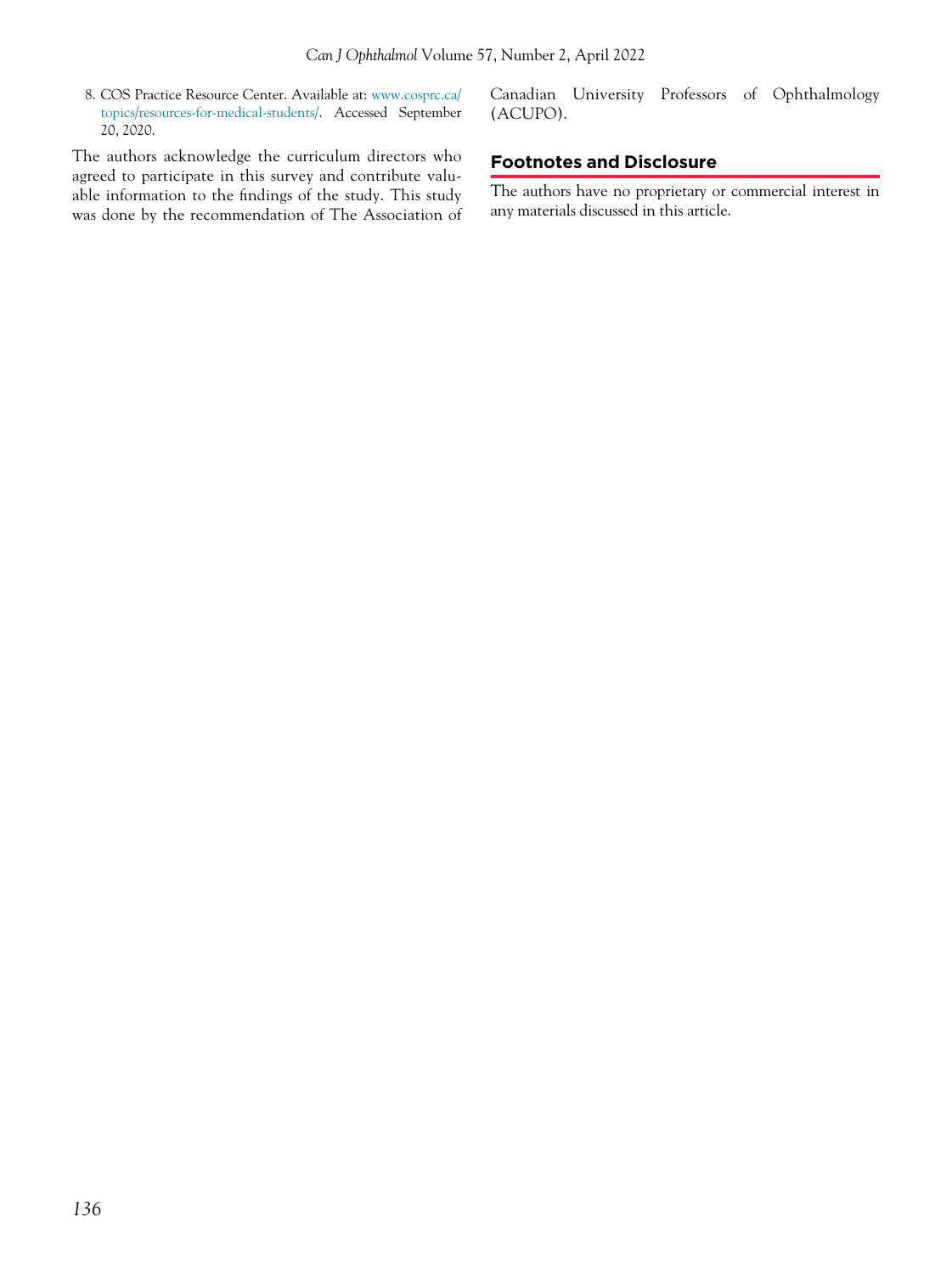8. COS Practice Resource Center. Available at: www.cosprc.ca/topics/resources-for-medical-students/. Accessed September 20, 2020.

The authors acknowledge the curriculum directors who agreed to participate in this survey and contribute valuable information to the findings of the study. This study was done by the recommendation of The Association of Canadian University Professors of Ophthalmology (ACUPO).

## Footnotes and Disclosure

The authors have no proprietary or commercial interest in any materials discussed in this article.